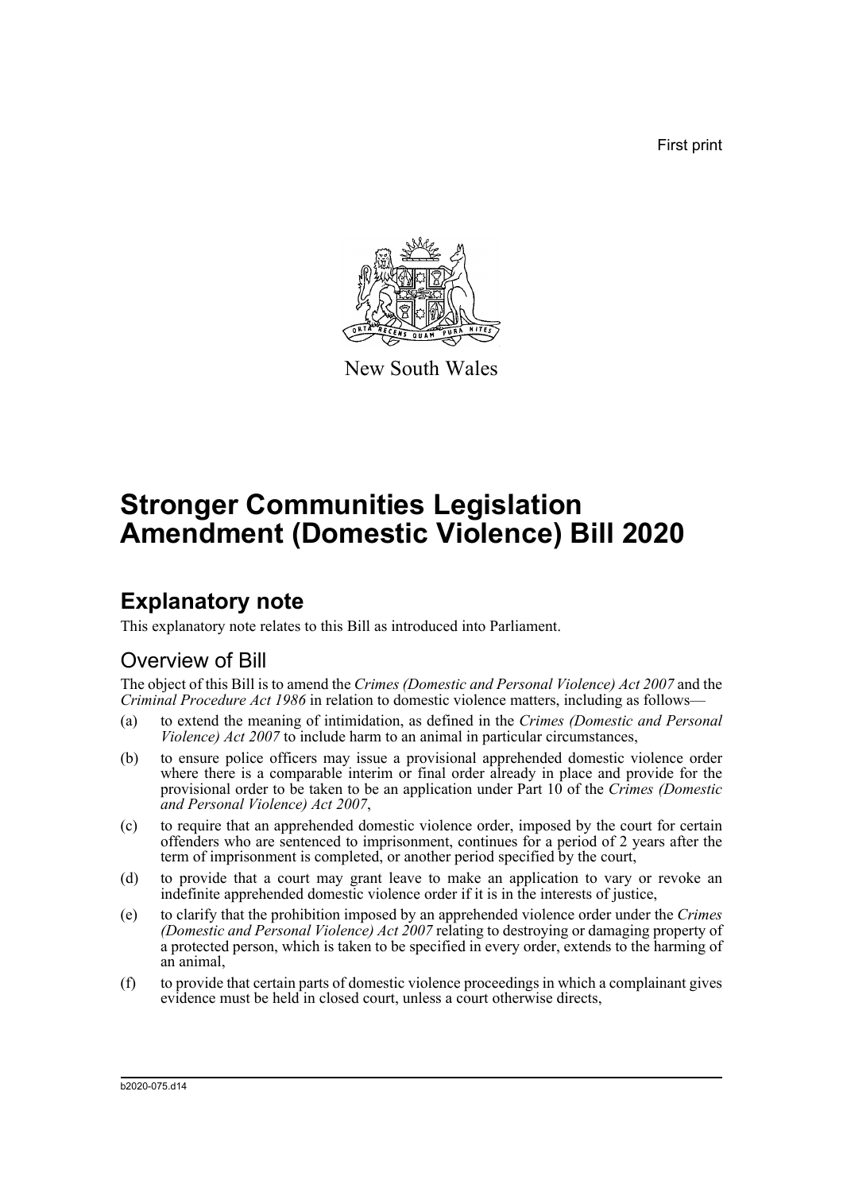First print

New South Wales

# Stronger Communities Legislation Amendment (Domestic Violence) Bill 2020

## Explanatory note

This explanatory note relates to this Bill as introduced into Parliament.

### Overview of Bill

The object of this Bill is to amend the *Crimes (Domestic and Personal Violence) Act 2007* and the *Criminal Procedure Act 1986* in relation to domestic violence matters, including as follows—

(a) to extend the meaning of intimidation, as defined in the *Crimes (Domestic and Personal Violence) Act 2007* to include harm to an animal in particular circumstances,

(b) to ensure police officers may issue a provisional apprehended domestic violence order where there is a comparable interim or final order already in place and provide for the provisional order to be taken to be an application under Part 10 of the *Crimes (Domestic and Personal Violence) Act 2007*,

(c) to require that an apprehended domestic violence order, imposed by the court for certain offenders who are sentenced to imprisonment, continues for a period of 2 years after the term of imprisonment is completed, or another period specified by the court,

(d) to provide that a court may grant leave to make an application to vary or revoke an indefinite apprehended domestic violence order if it is in the interests of justice,

(e) to clarify that the prohibition imposed by an apprehended violence order under the *Crimes (Domestic and Personal Violence) Act 2007* relating to destroying or damaging property of a protected person, which is taken to be specified in every order, extends to the harming of an animal,

(f) to provide that certain parts of domestic violence proceedings in which a complainant gives evidence must be held in closed court, unless a court otherwise directs,

b2020-075.d14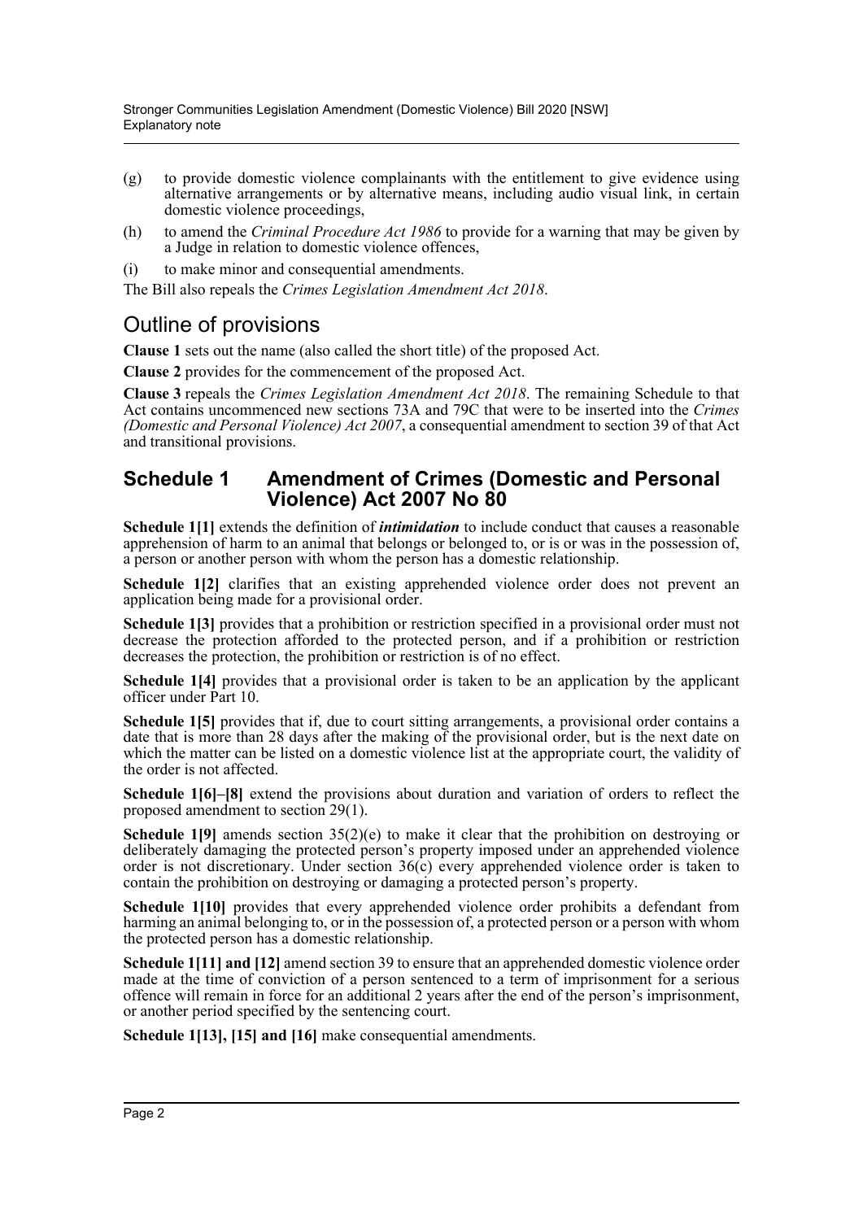(g) to provide domestic violence complainants with the entitlement to give evidence using alternative arrangements or by alternative means, including audio visual link, in certain domestic violence proceedings,

(h) to amend the *Criminal Procedure Act 1986* to provide for a warning that may be given by a Judge in relation to domestic violence offences,

(i) to make minor and consequential amendments.

The Bill also repeals the *Crimes Legislation Amendment Act 2018*.

## Outline of provisions

**Clause 1** sets out the name (also called the short title) of the proposed Act.

**Clause 2** provides for the commencement of the proposed Act.

**Clause 3** repeals the *Crimes Legislation Amendment Act 2018*. The remaining Schedule to that Act contains uncommenced new sections 73A and 79C that were to be inserted into the *Crimes (Domestic and Personal Violence) Act 2007*, a consequential amendment to section 39 of that Act and transitional provisions.

## Schedule 1 Amendment of Crimes (Domestic and Personal Violence) Act 2007 No 80

**Schedule 1[1]** extends the definition of ***intimidation*** to include conduct that causes a reasonable apprehension of harm to an animal that belongs or belonged to, or is or was in the possession of, a person or another person with whom the person has a domestic relationship.

**Schedule 1[2]** clarifies that an existing apprehended violence order does not prevent an application being made for a provisional order.

**Schedule 1[3]** provides that a prohibition or restriction specified in a provisional order must not decrease the protection afforded to the protected person, and if a prohibition or restriction decreases the protection, the prohibition or restriction is of no effect.

**Schedule 1[4]** provides that a provisional order is taken to be an application by the applicant officer under Part 10.

**Schedule 1[5]** provides that if, due to court sitting arrangements, a provisional order contains a date that is more than 28 days after the making of the provisional order, but is the next date on which the matter can be listed on a domestic violence list at the appropriate court, the validity of the order is not affected.

**Schedule 1[6]–[8]** extend the provisions about duration and variation of orders to reflect the proposed amendment to section 29(1).

**Schedule 1[9]** amends section 35(2)(e) to make it clear that the prohibition on destroying or deliberately damaging the protected person's property imposed under an apprehended violence order is not discretionary. Under section 36(c) every apprehended violence order is taken to contain the prohibition on destroying or damaging a protected person's property.

**Schedule 1[10]** provides that every apprehended violence order prohibits a defendant from harming an animal belonging to, or in the possession of, a protected person or a person with whom the protected person has a domestic relationship.

**Schedule 1[11] and [12]** amend section 39 to ensure that an apprehended domestic violence order made at the time of conviction of a person sentenced to a term of imprisonment for a serious offence will remain in force for an additional 2 years after the end of the person's imprisonment, or another period specified by the sentencing court.

**Schedule 1[13], [15] and [16]** make consequential amendments.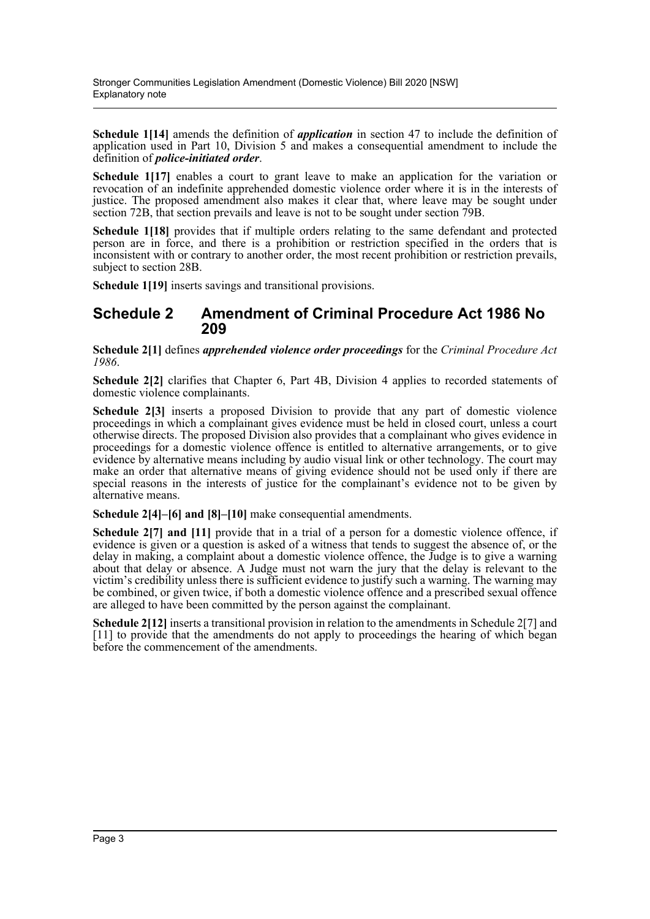**Schedule 1[14]** amends the definition of ***application*** in section 47 to include the definition of application used in Part 10, Division 5 and makes a consequential amendment to include the definition of ***police-initiated order***.

**Schedule 1[17]** enables a court to grant leave to make an application for the variation or revocation of an indefinite apprehended domestic violence order where it is in the interests of justice. The proposed amendment also makes it clear that, where leave may be sought under section 72B, that section prevails and leave is not to be sought under section 79B.

**Schedule 1[18]** provides that if multiple orders relating to the same defendant and protected person are in force, and there is a prohibition or restriction specified in the orders that is inconsistent with or contrary to another order, the most recent prohibition or restriction prevails, subject to section 28B.

**Schedule 1[19]** inserts savings and transitional provisions.

## Schedule 2 Amendment of Criminal Procedure Act 1986 No 209

**Schedule 2[1]** defines ***apprehended violence order proceedings*** for the *Criminal Procedure Act 1986*.

**Schedule 2[2]** clarifies that Chapter 6, Part 4B, Division 4 applies to recorded statements of domestic violence complainants.

**Schedule 2[3]** inserts a proposed Division to provide that any part of domestic violence proceedings in which a complainant gives evidence must be held in closed court, unless a court otherwise directs. The proposed Division also provides that a complainant who gives evidence in proceedings for a domestic violence offence is entitled to alternative arrangements, or to give evidence by alternative means including by audio visual link or other technology. The court may make an order that alternative means of giving evidence should not be used only if there are special reasons in the interests of justice for the complainant's evidence not to be given by alternative means.

**Schedule 2[4]–[6] and [8]–[10]** make consequential amendments.

**Schedule 2[7] and [11]** provide that in a trial of a person for a domestic violence offence, if evidence is given or a question is asked of a witness that tends to suggest the absence of, or the delay in making, a complaint about a domestic violence offence, the Judge is to give a warning about that delay or absence. A Judge must not warn the jury that the delay is relevant to the victim's credibility unless there is sufficient evidence to justify such a warning. The warning may be combined, or given twice, if both a domestic violence offence and a prescribed sexual offence are alleged to have been committed by the person against the complainant.

**Schedule 2[12]** inserts a transitional provision in relation to the amendments in Schedule 2[7] and [11] to provide that the amendments do not apply to proceedings the hearing of which began before the commencement of the amendments.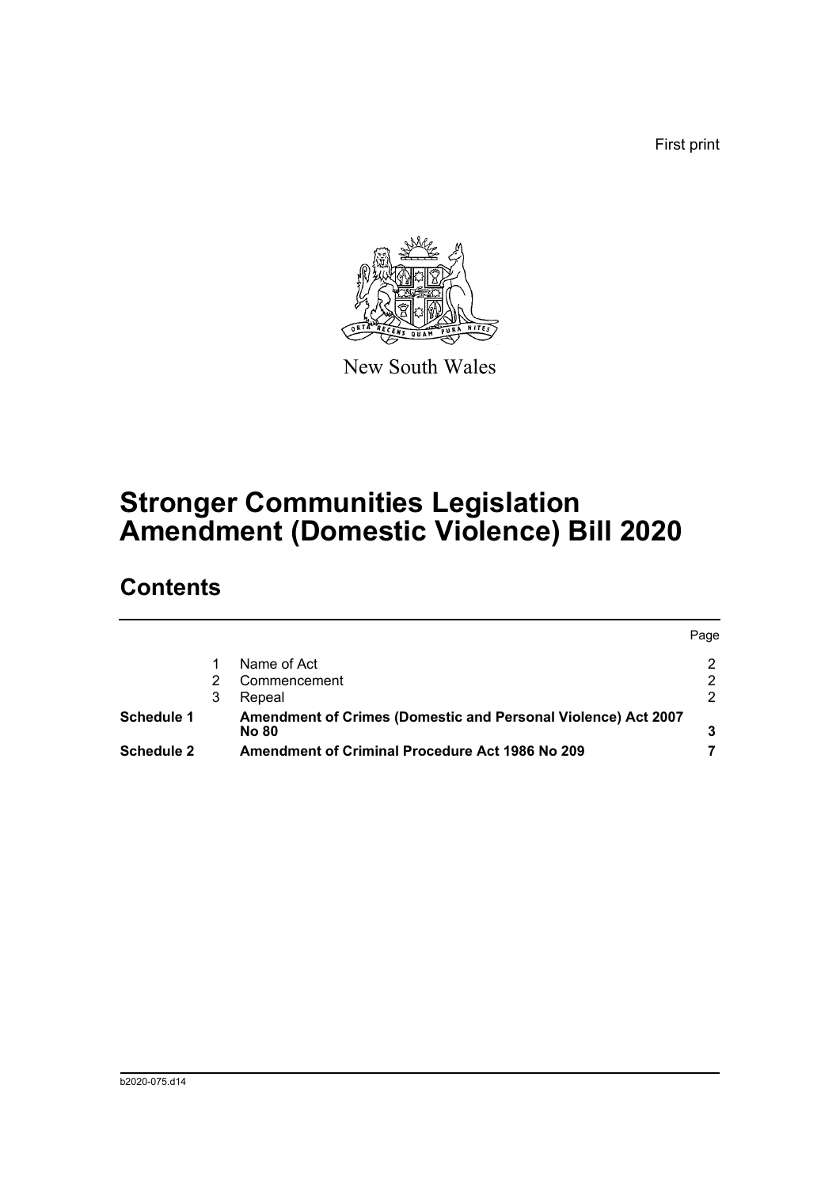First print

New South Wales

# Stronger Communities Legislation Amendment (Domestic Violence) Bill 2020

## Contents

| | | | Page |
|---|---|---|---|
| | 1 | Name of Act | 2 |
| | 2 | Commencement | 2 |
| | 3 | Repeal | 2 |
| **Schedule 1** | | **Amendment of Crimes (Domestic and Personal Violence) Act 2007 No 80** | **3** |
| **Schedule 2** | | **Amendment of Criminal Procedure Act 1986 No 209** | **7** |

b2020-075.d14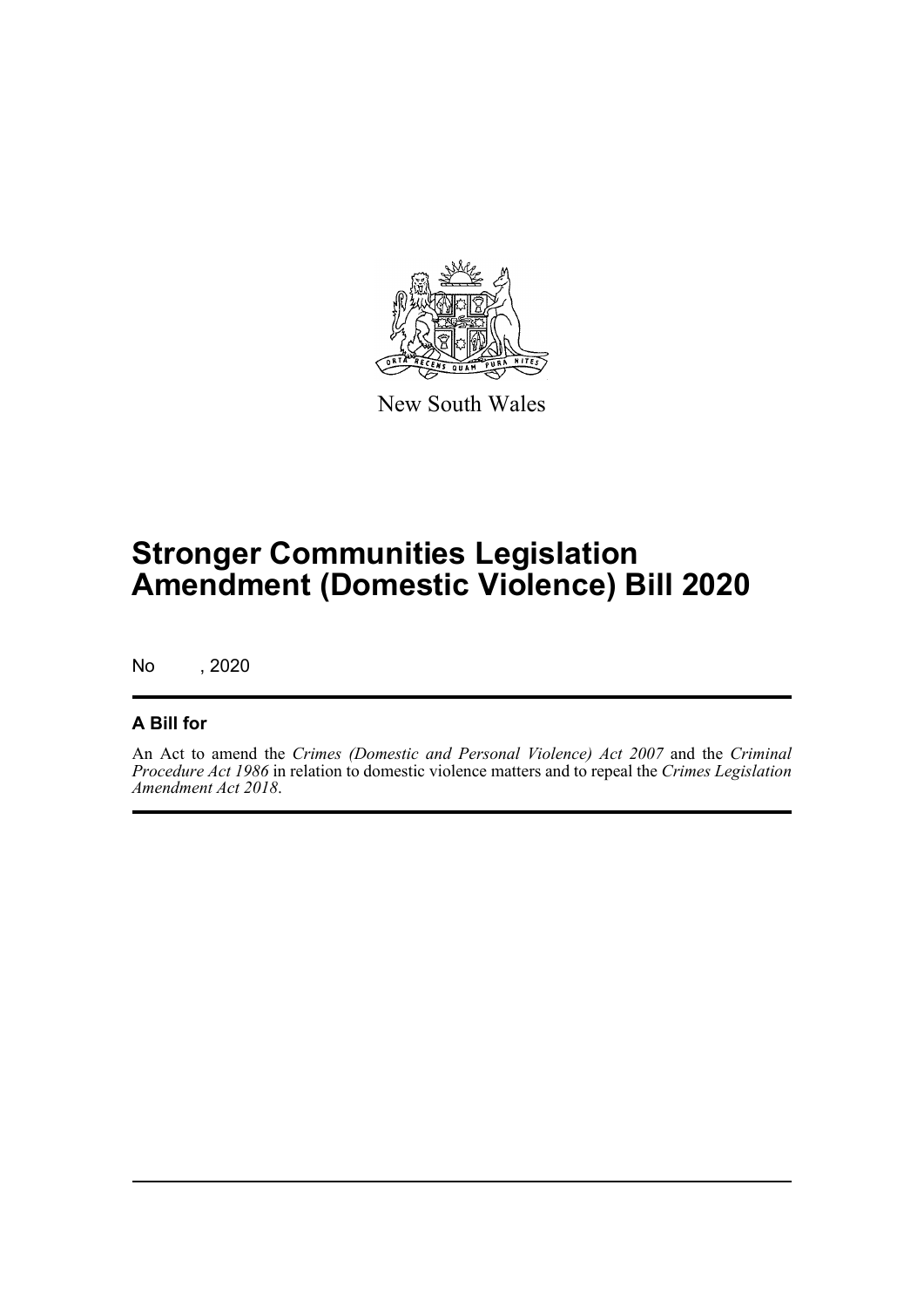New South Wales

# Stronger Communities Legislation Amendment (Domestic Violence) Bill 2020

No , 2020

## A Bill for

An Act to amend the *Crimes (Domestic and Personal Violence) Act 2007* and the *Criminal Procedure Act 1986* in relation to domestic violence matters and to repeal the *Crimes Legislation Amendment Act 2018*.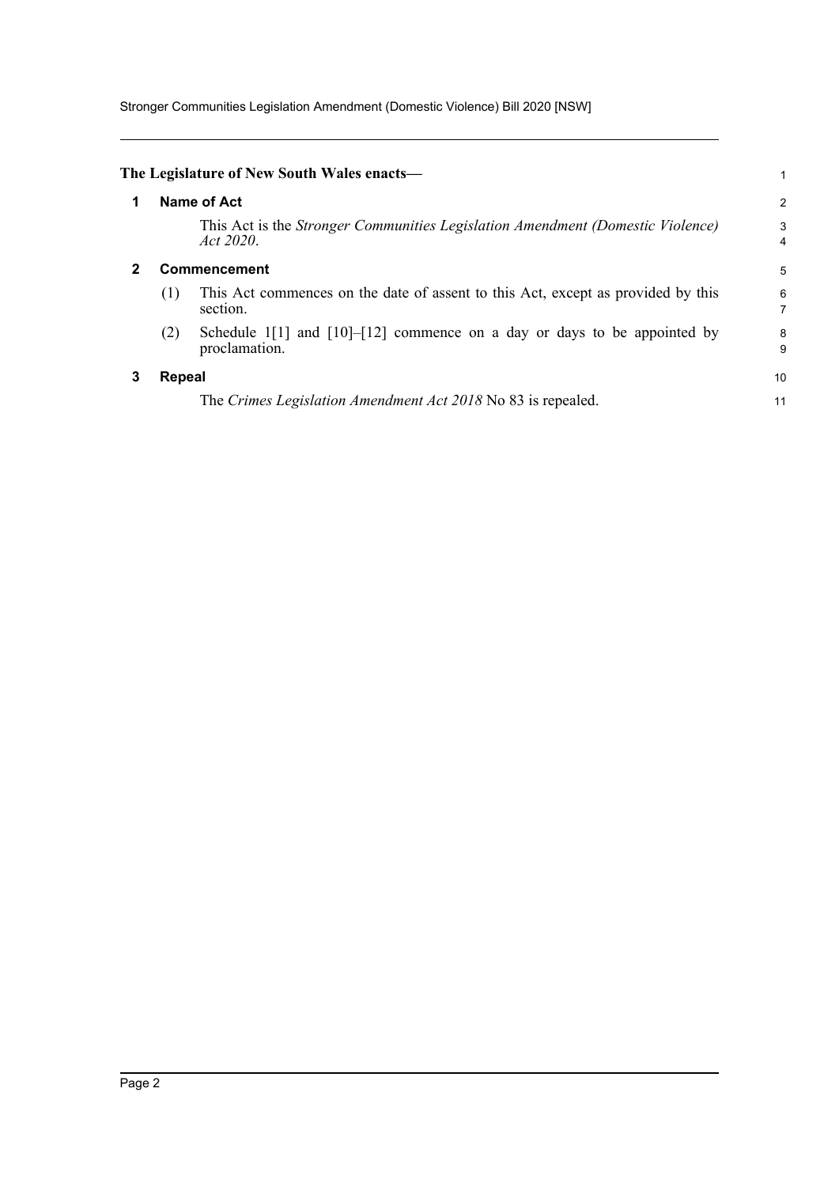**The Legislature of New South Wales enacts—**

## 1 Name of Act

This Act is the *Stronger Communities Legislation Amendment (Domestic Violence) Act 2020*.

## 2 Commencement

(1) This Act commences on the date of assent to this Act, except as provided by this section.

(2) Schedule 1[1] and [10]–[12] commence on a day or days to be appointed by proclamation.

## 3 Repeal

The *Crimes Legislation Amendment Act 2018* No 83 is repealed.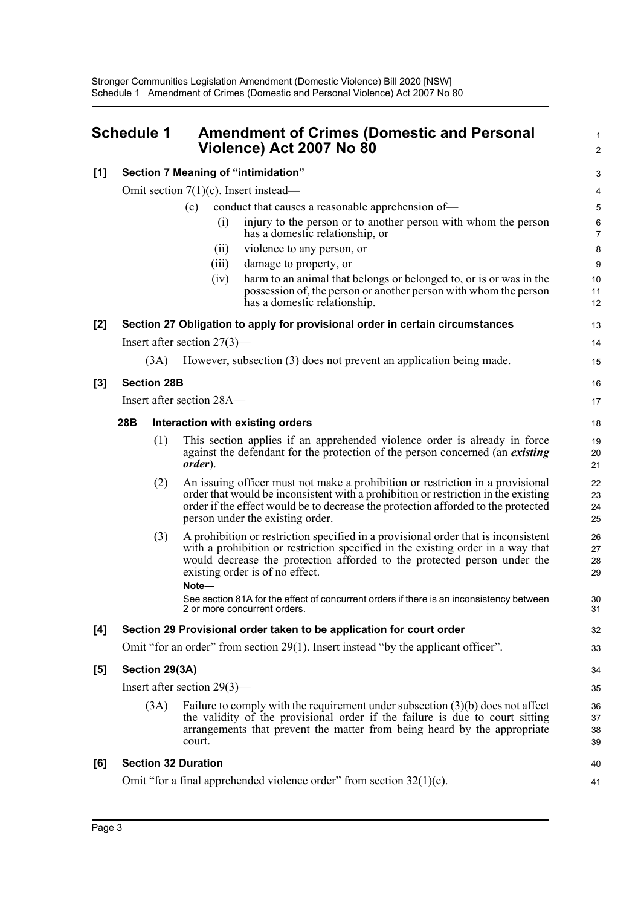# Schedule 1 Amendment of Crimes (Domestic and Personal Violence) Act 2007 No 80

## [1] Section 7 Meaning of "intimidation"

Omit section 7(1)(c). Insert instead—

> (c) conduct that causes a reasonable apprehension of—
>
> (i) injury to the person or to another person with whom the person has a domestic relationship, or
>
> (ii) violence to any person, or
>
> (iii) damage to property, or
>
> (iv) harm to an animal that belongs or belonged to, or is or was in the possession of, the person or another person with whom the person has a domestic relationship.

## [2] Section 27 Obligation to apply for provisional order in certain circumstances

Insert after section 27(3)—

> (3A) However, subsection (3) does not prevent an application being made.

## [3] Section 28B

Insert after section 28A—

> **28B Interaction with existing orders**
>
> (1) This section applies if an apprehended violence order is already in force against the defendant for the protection of the person concerned (an ***existing order***).
>
> (2) An issuing officer must not make a prohibition or restriction in a provisional order that would be inconsistent with a prohibition or restriction in the existing order if the effect would be to decrease the protection afforded to the protected person under the existing order.
>
> (3) A prohibition or restriction specified in a provisional order that is inconsistent with a prohibition or restriction specified in the existing order in a way that would decrease the protection afforded to the protected person under the existing order is of no effect.
>
> **Note—**
>
> See section 81A for the effect of concurrent orders if there is an inconsistency between 2 or more concurrent orders.

## [4] Section 29 Provisional order taken to be application for court order

Omit "for an order" from section 29(1). Insert instead "by the applicant officer".

## [5] Section 29(3A)

Insert after section 29(3)—

> (3A) Failure to comply with the requirement under subsection (3)(b) does not affect the validity of the provisional order if the failure is due to court sitting arrangements that prevent the matter from being heard by the appropriate court.

## [6] Section 32 Duration

Omit "for a final apprehended violence order" from section 32(1)(c).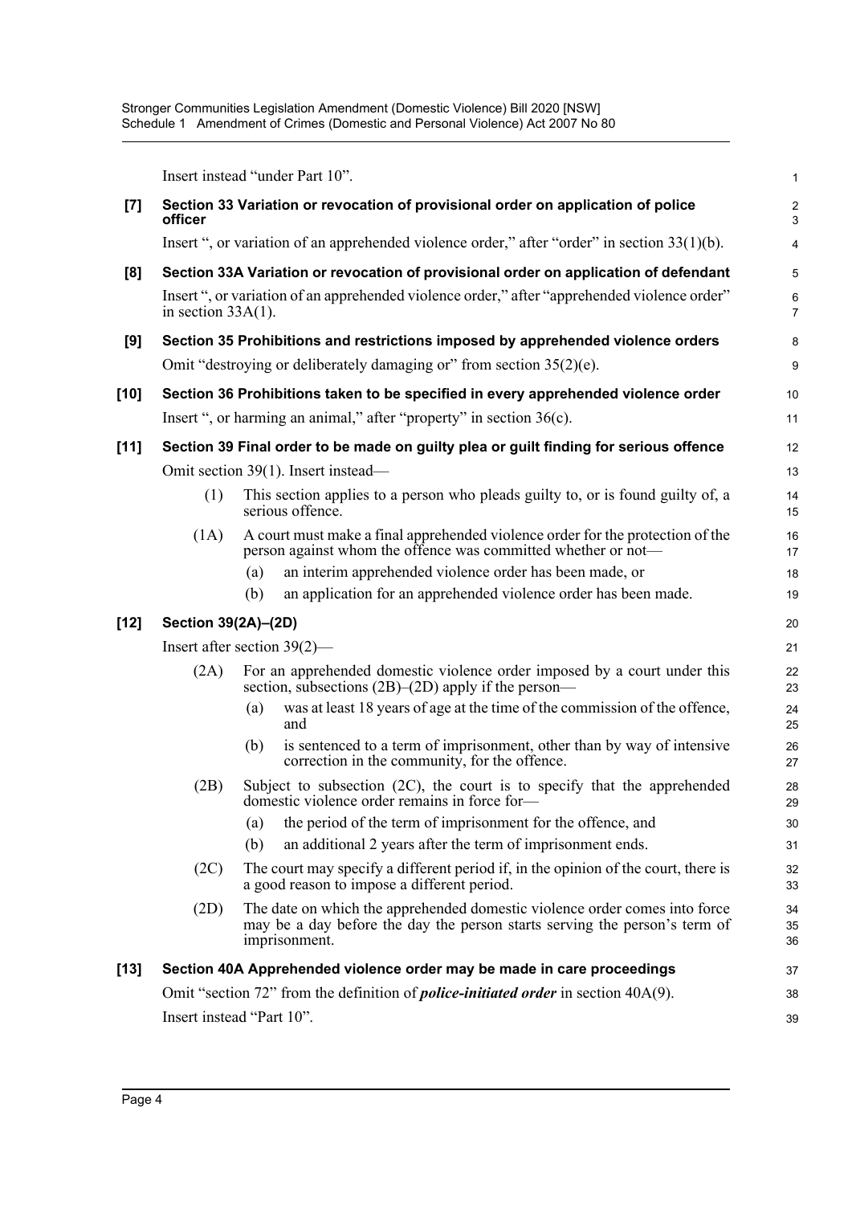Insert instead "under Part 10".

**[7] Section 33 Variation or revocation of provisional order on application of police officer**

Insert ", or variation of an apprehended violence order," after "order" in section 33(1)(b).

**[8] Section 33A Variation or revocation of provisional order on application of defendant**

Insert ", or variation of an apprehended violence order," after "apprehended violence order" in section 33A(1).

**[9] Section 35 Prohibitions and restrictions imposed by apprehended violence orders**

Omit "destroying or deliberately damaging or" from section 35(2)(e).

**[10] Section 36 Prohibitions taken to be specified in every apprehended violence order**

Insert ", or harming an animal," after "property" in section 36(c).

**[11] Section 39 Final order to be made on guilty plea or guilt finding for serious offence**

Omit section 39(1). Insert instead—

(1) This section applies to a person who pleads guilty to, or is found guilty of, a serious offence.

(1A) A court must make a final apprehended violence order for the protection of the person against whom the offence was committed whether or not—

(a) an interim apprehended violence order has been made, or

(b) an application for an apprehended violence order has been made.

**[12] Section 39(2A)–(2D)**

Insert after section 39(2)—

(2A) For an apprehended domestic violence order imposed by a court under this section, subsections (2B)–(2D) apply if the person—

(a) was at least 18 years of age at the time of the commission of the offence, and

(b) is sentenced to a term of imprisonment, other than by way of intensive correction in the community, for the offence.

(2B) Subject to subsection (2C), the court is to specify that the apprehended domestic violence order remains in force for—

(a) the period of the term of imprisonment for the offence, and

(b) an additional 2 years after the term of imprisonment ends.

(2C) The court may specify a different period if, in the opinion of the court, there is a good reason to impose a different period.

(2D) The date on which the apprehended domestic violence order comes into force may be a day before the day the person starts serving the person's term of imprisonment.

**[13] Section 40A Apprehended violence order may be made in care proceedings**

Omit "section 72" from the definition of ***police-initiated order*** in section 40A(9).

Insert instead "Part 10".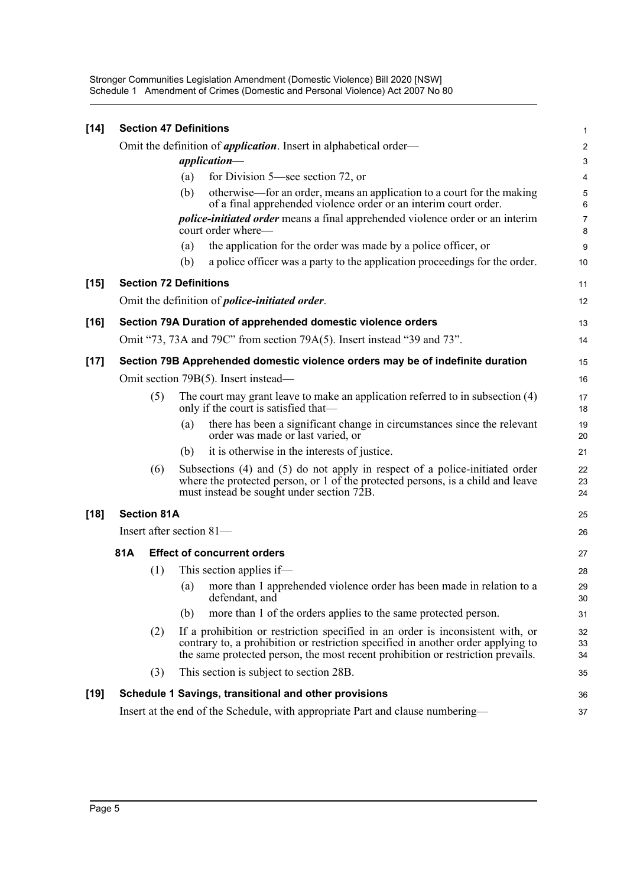**[14] Section 47 Definitions**

Omit the definition of ***application***. Insert in alphabetical order—

***application***—

(a) for Division 5—see section 72, or

(b) otherwise—for an order, means an application to a court for the making of a final apprehended violence order or an interim court order.

***police-initiated order*** means a final apprehended violence order or an interim court order where—

(a) the application for the order was made by a police officer, or

(b) a police officer was a party to the application proceedings for the order.

**[15] Section 72 Definitions**

Omit the definition of ***police-initiated order***.

**[16] Section 79A Duration of apprehended domestic violence orders**

Omit "73, 73A and 79C" from section 79A(5). Insert instead "39 and 73".

**[17] Section 79B Apprehended domestic violence orders may be of indefinite duration**

Omit section 79B(5). Insert instead—

(5) The court may grant leave to make an application referred to in subsection (4) only if the court is satisfied that—

(a) there has been a significant change in circumstances since the relevant order was made or last varied, or

(b) it is otherwise in the interests of justice.

(6) Subsections (4) and (5) do not apply in respect of a police-initiated order where the protected person, or 1 of the protected persons, is a child and leave must instead be sought under section 72B.

**[18] Section 81A**

Insert after section 81—

**81A Effect of concurrent orders**

(1) This section applies if—

(a) more than 1 apprehended violence order has been made in relation to a defendant, and

(b) more than 1 of the orders applies to the same protected person.

(2) If a prohibition or restriction specified in an order is inconsistent with, or contrary to, a prohibition or restriction specified in another order applying to the same protected person, the most recent prohibition or restriction prevails.

(3) This section is subject to section 28B.

**[19] Schedule 1 Savings, transitional and other provisions**

Insert at the end of the Schedule, with appropriate Part and clause numbering—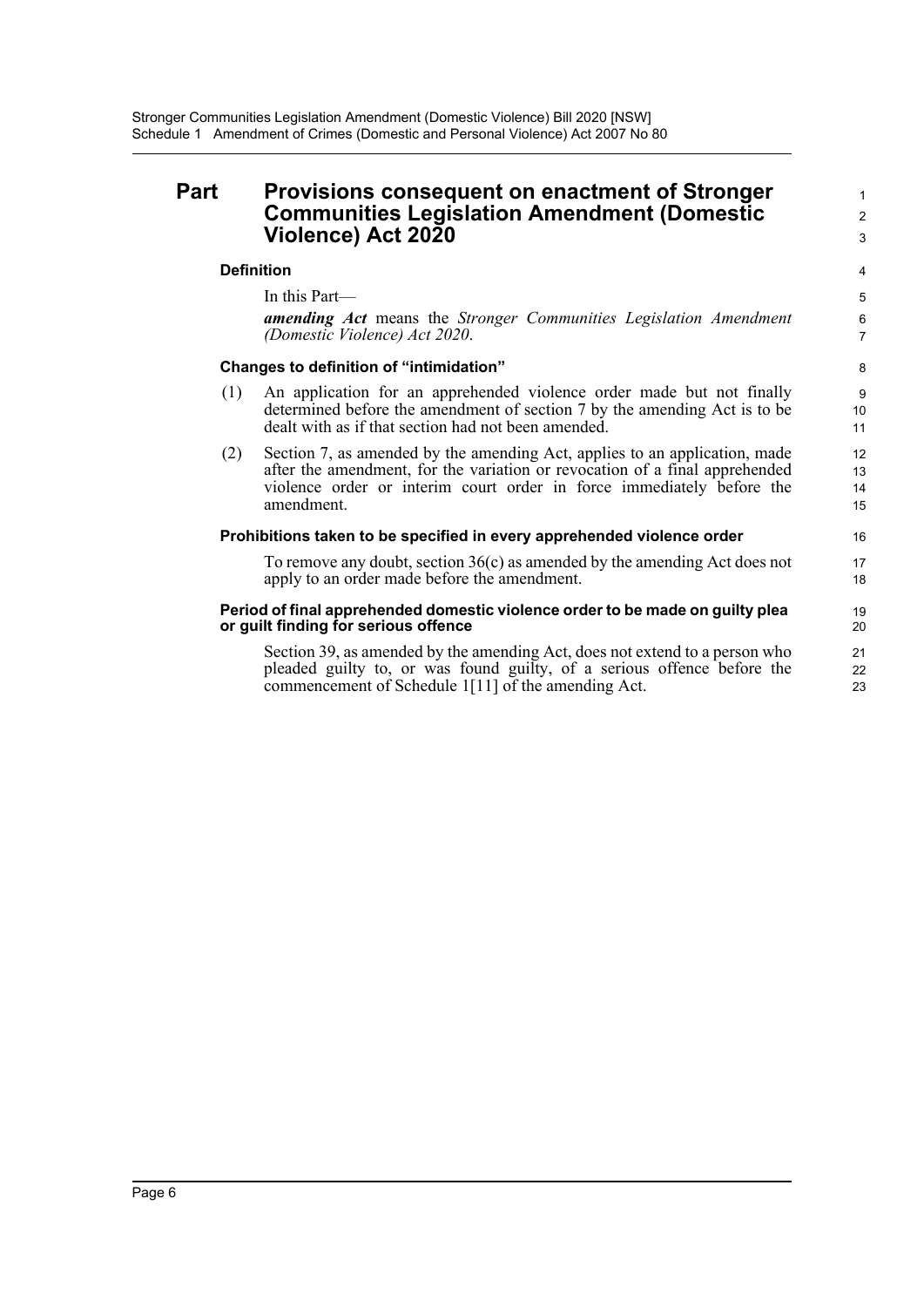# Part Provisions consequent on enactment of Stronger Communities Legislation Amendment (Domestic Violence) Act 2020

### Definition

In this Part—

***amending Act*** means the *Stronger Communities Legislation Amendment (Domestic Violence) Act 2020*.

### Changes to definition of "intimidation"

(1) An application for an apprehended violence order made but not finally determined before the amendment of section 7 by the amending Act is to be dealt with as if that section had not been amended.

(2) Section 7, as amended by the amending Act, applies to an application, made after the amendment, for the variation or revocation of a final apprehended violence order or interim court order in force immediately before the amendment.

### Prohibitions taken to be specified in every apprehended violence order

To remove any doubt, section 36(c) as amended by the amending Act does not apply to an order made before the amendment.

### Period of final apprehended domestic violence order to be made on guilty plea or guilt finding for serious offence

Section 39, as amended by the amending Act, does not extend to a person who pleaded guilty to, or was found guilty, of a serious offence before the commencement of Schedule 1[11] of the amending Act.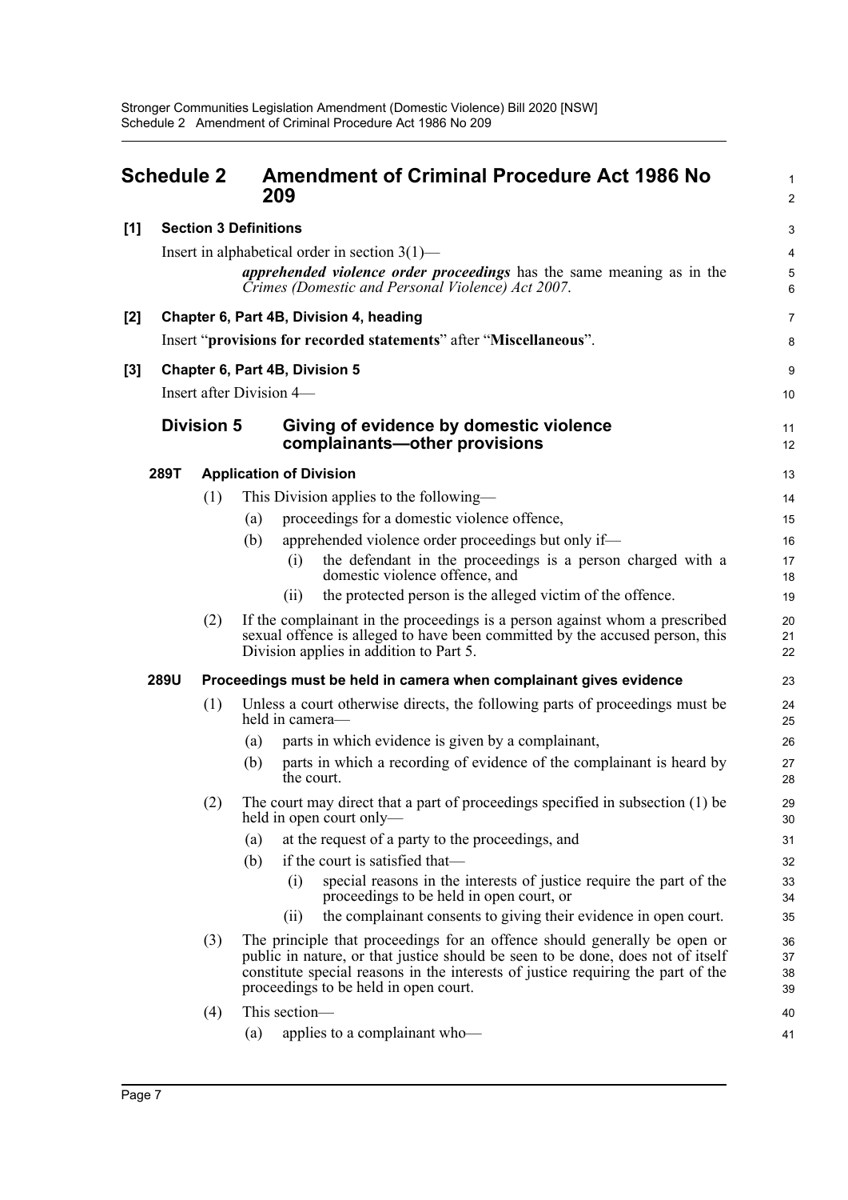## Schedule 2 Amendment of Criminal Procedure Act 1986 No 209

**[1] Section 3 Definitions**

Insert in alphabetical order in section 3(1)—

> ***apprehended violence order proceedings*** has the same meaning as in the *Crimes (Domestic and Personal Violence) Act 2007*.

**[2] Chapter 6, Part 4B, Division 4, heading**

Insert "**provisions for recorded statements**" after "**Miscellaneous**".

**[3] Chapter 6, Part 4B, Division 5**

Insert after Division 4—

### Division 5 Giving of evidence by domestic violence complainants—other provisions

**289T Application of Division**

(1) This Division applies to the following—

- (a) proceedings for a domestic violence offence,
- (b) apprehended violence order proceedings but only if—
  - (i) the defendant in the proceedings is a person charged with a domestic violence offence, and
  - (ii) the protected person is the alleged victim of the offence.

(2) If the complainant in the proceedings is a person against whom a prescribed sexual offence is alleged to have been committed by the accused person, this Division applies in addition to Part 5.

**289U Proceedings must be held in camera when complainant gives evidence**

(1) Unless a court otherwise directs, the following parts of proceedings must be held in camera—

- (a) parts in which evidence is given by a complainant,
- (b) parts in which a recording of evidence of the complainant is heard by the court.

(2) The court may direct that a part of proceedings specified in subsection (1) be held in open court only—

- (a) at the request of a party to the proceedings, and
- (b) if the court is satisfied that—
  - (i) special reasons in the interests of justice require the part of the proceedings to be held in open court, or
  - (ii) the complainant consents to giving their evidence in open court.

(3) The principle that proceedings for an offence should generally be open or public in nature, or that justice should be seen to be done, does not of itself constitute special reasons in the interests of justice requiring the part of the proceedings to be held in open court.

(4) This section—

- (a) applies to a complainant who—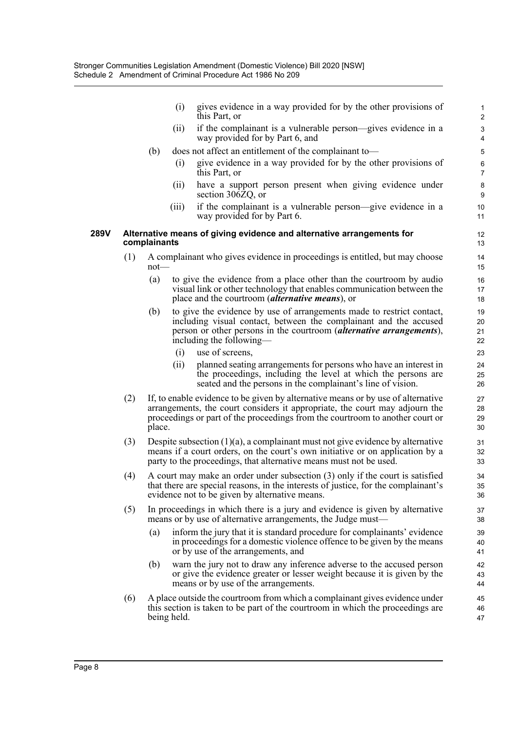(i) gives evidence in a way provided for by the other provisions of this Part, or

(ii) if the complainant is a vulnerable person—gives evidence in a way provided for by Part 6, and

(b) does not affect an entitlement of the complainant to—

(i) give evidence in a way provided for by the other provisions of this Part, or

(ii) have a support person present when giving evidence under section 306ZQ, or

(iii) if the complainant is a vulnerable person—give evidence in a way provided for by Part 6.

**289V Alternative means of giving evidence and alternative arrangements for complainants**

(1) A complainant who gives evidence in proceedings is entitled, but may choose not—

(a) to give the evidence from a place other than the courtroom by audio visual link or other technology that enables communication between the place and the courtroom (***alternative means***), or

(b) to give the evidence by use of arrangements made to restrict contact, including visual contact, between the complainant and the accused person or other persons in the courtroom (***alternative arrangements***), including the following—

(i) use of screens,

(ii) planned seating arrangements for persons who have an interest in the proceedings, including the level at which the persons are seated and the persons in the complainant's line of vision.

(2) If, to enable evidence to be given by alternative means or by use of alternative arrangements, the court considers it appropriate, the court may adjourn the proceedings or part of the proceedings from the courtroom to another court or place.

(3) Despite subsection (1)(a), a complainant must not give evidence by alternative means if a court orders, on the court's own initiative or on application by a party to the proceedings, that alternative means must not be used.

(4) A court may make an order under subsection (3) only if the court is satisfied that there are special reasons, in the interests of justice, for the complainant's evidence not to be given by alternative means.

(5) In proceedings in which there is a jury and evidence is given by alternative means or by use of alternative arrangements, the Judge must—

(a) inform the jury that it is standard procedure for complainants' evidence in proceedings for a domestic violence offence to be given by the means or by use of the arrangements, and

(b) warn the jury not to draw any inference adverse to the accused person or give the evidence greater or lesser weight because it is given by the means or by use of the arrangements.

(6) A place outside the courtroom from which a complainant gives evidence under this section is taken to be part of the courtroom in which the proceedings are being held.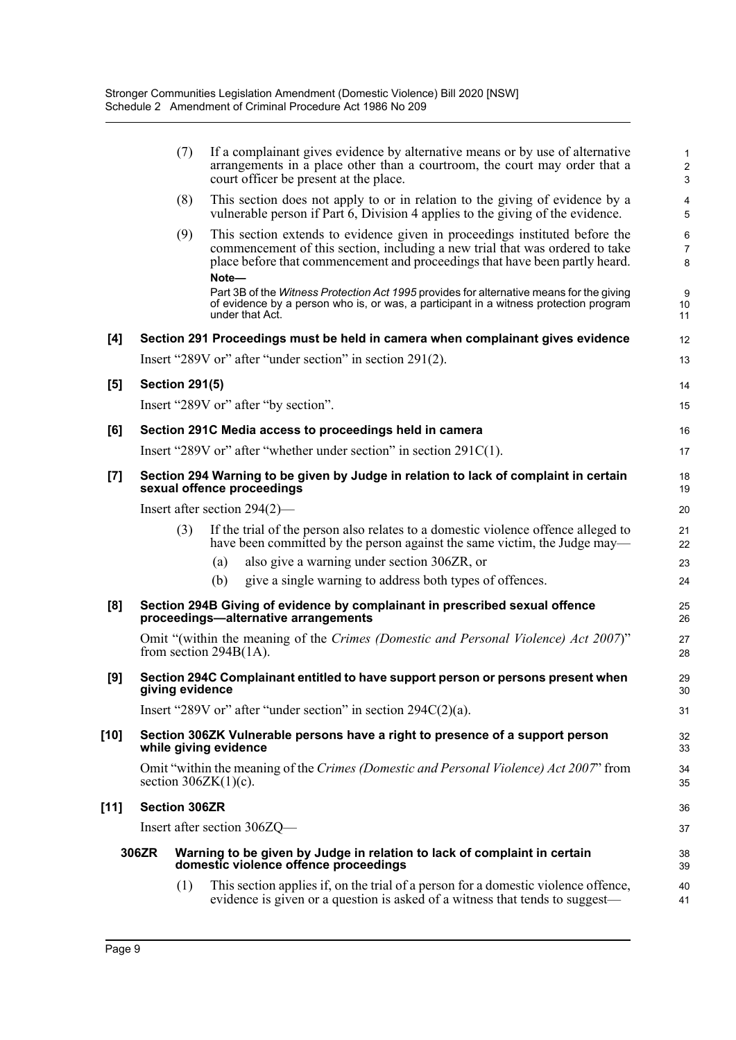(7) If a complainant gives evidence by alternative means or by use of alternative arrangements in a place other than a courtroom, the court may order that a court officer be present at the place.

(8) This section does not apply to or in relation to the giving of evidence by a vulnerable person if Part 6, Division 4 applies to the giving of the evidence.

(9) This section extends to evidence given in proceedings instituted before the commencement of this section, including a new trial that was ordered to take place before that commencement and proceedings that have been partly heard.

**Note—**

Part 3B of the *Witness Protection Act 1995* provides for alternative means for the giving of evidence by a person who is, or was, a participant in a witness protection program under that Act.

**[4] Section 291 Proceedings must be held in camera when complainant gives evidence**

Insert "289V or" after "under section" in section 291(2).

**[5] Section 291(5)**

Insert "289V or" after "by section".

**[6] Section 291C Media access to proceedings held in camera**

Insert "289V or" after "whether under section" in section 291C(1).

**[7] Section 294 Warning to be given by Judge in relation to lack of complaint in certain sexual offence proceedings**

Insert after section 294(2)—

(3) If the trial of the person also relates to a domestic violence offence alleged to have been committed by the person against the same victim, the Judge may—

(a) also give a warning under section 306ZR, or

(b) give a single warning to address both types of offences.

**[8] Section 294B Giving of evidence by complainant in prescribed sexual offence proceedings—alternative arrangements**

Omit "(within the meaning of the *Crimes (Domestic and Personal Violence) Act 2007*)" from section 294B(1A).

**[9] Section 294C Complainant entitled to have support person or persons present when giving evidence**

Insert "289V or" after "under section" in section 294C(2)(a).

**[10] Section 306ZK Vulnerable persons have a right to presence of a support person while giving evidence**

Omit "within the meaning of the *Crimes (Domestic and Personal Violence) Act 2007*" from section 306ZK(1)(c).

**[11] Section 306ZR**

Insert after section 306ZQ—

**306ZR Warning to be given by Judge in relation to lack of complaint in certain domestic violence offence proceedings**

(1) This section applies if, on the trial of a person for a domestic violence offence, evidence is given or a question is asked of a witness that tends to suggest—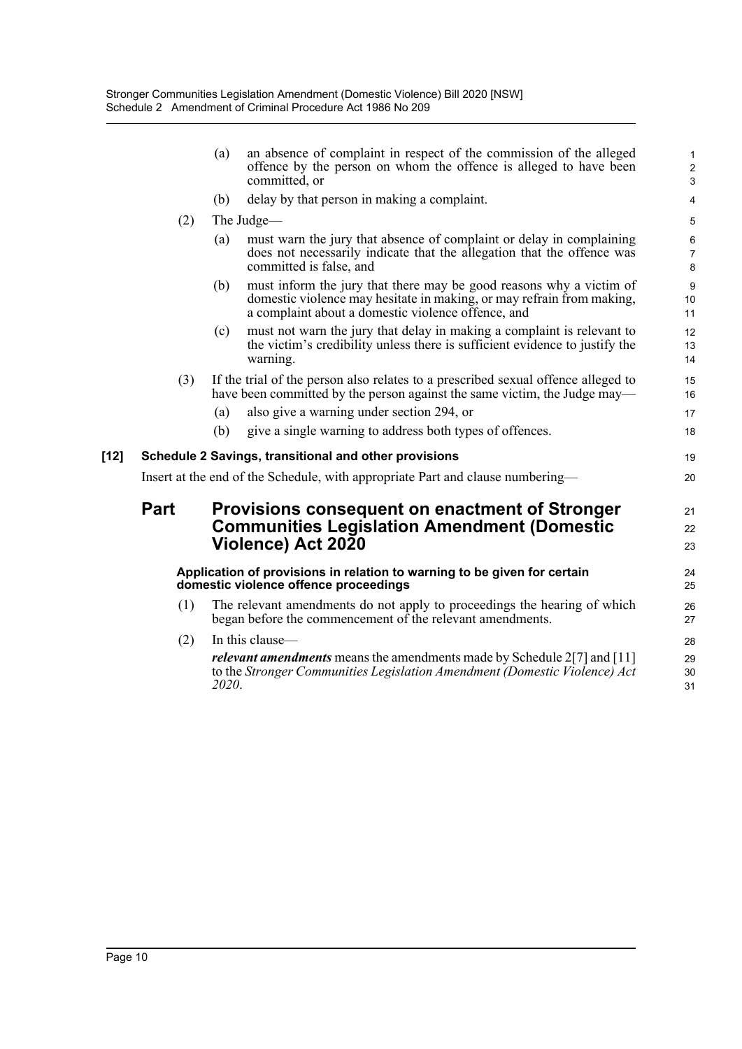(a) an absence of complaint in respect of the commission of the alleged offence by the person on whom the offence is alleged to have been committed, or

(b) delay by that person in making a complaint.

(2) The Judge—

(a) must warn the jury that absence of complaint or delay in complaining does not necessarily indicate that the allegation that the offence was committed is false, and

(b) must inform the jury that there may be good reasons why a victim of domestic violence may hesitate in making, or may refrain from making, a complaint about a domestic violence offence, and

(c) must not warn the jury that delay in making a complaint is relevant to the victim's credibility unless there is sufficient evidence to justify the warning.

(3) If the trial of the person also relates to a prescribed sexual offence alleged to have been committed by the person against the same victim, the Judge may—

(a) also give a warning under section 294, or

(b) give a single warning to address both types of offences.

**[12] Schedule 2 Savings, transitional and other provisions**

Insert at the end of the Schedule, with appropriate Part and clause numbering—

## Part Provisions consequent on enactment of Stronger Communities Legislation Amendment (Domestic Violence) Act 2020

**Application of provisions in relation to warning to be given for certain domestic violence offence proceedings**

(1) The relevant amendments do not apply to proceedings the hearing of which began before the commencement of the relevant amendments.

(2) In this clause—

***relevant amendments*** means the amendments made by Schedule 2[7] and [11] to the *Stronger Communities Legislation Amendment (Domestic Violence) Act 2020*.